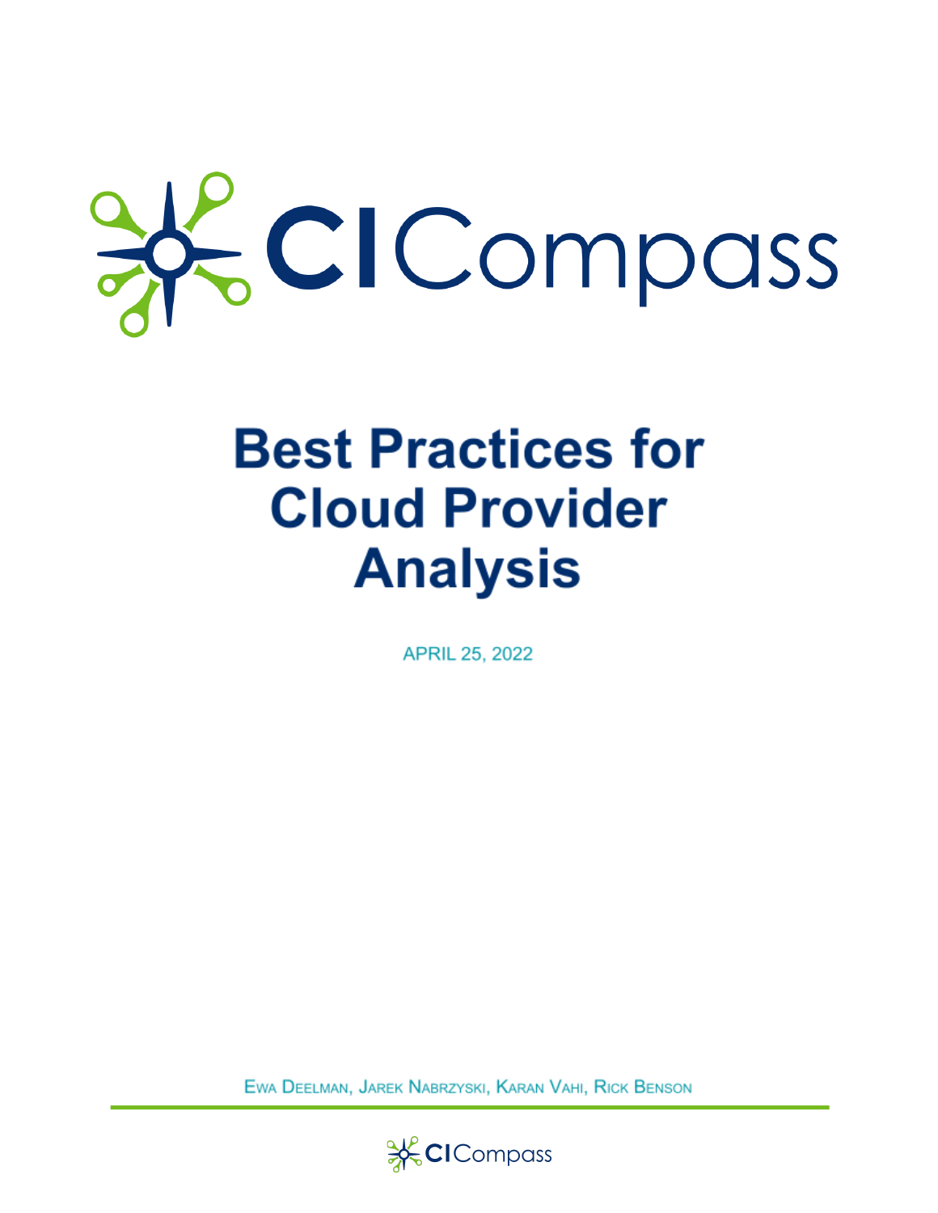# Best Practices for Cloud Provider Analysis

APRIL 25, 2022

EWA DEELMAN, JAREK NABRZYSKI, KARAN VAHI, RICK BENSON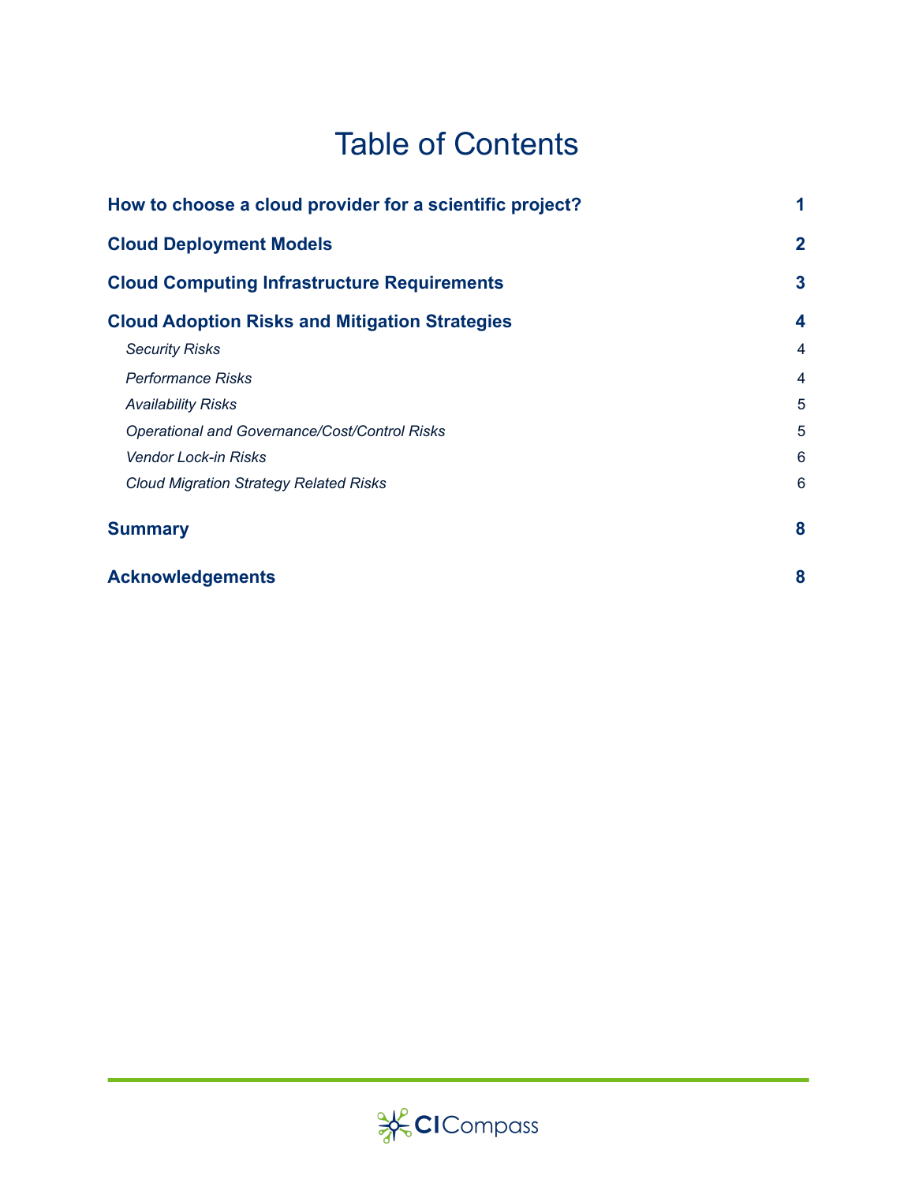# Table of Contents

| | |
|---|---|
| **How to choose a cloud provider for a scientific project?** | **1** |
| **Cloud Deployment Models** | **2** |
| **Cloud Computing Infrastructure Requirements** | **3** |
| **Cloud Adoption Risks and Mitigation Strategies** | **4** |
| *Security Risks* | 4 |
| *Performance Risks* | 4 |
| *Availability Risks* | 5 |
| *Operational and Governance/Cost/Control Risks* | 5 |
| *Vendor Lock-in Risks* | 6 |
| *Cloud Migration Strategy Related Risks* | 6 |
| **Summary** | **8** |
| **Acknowledgements** | **8** |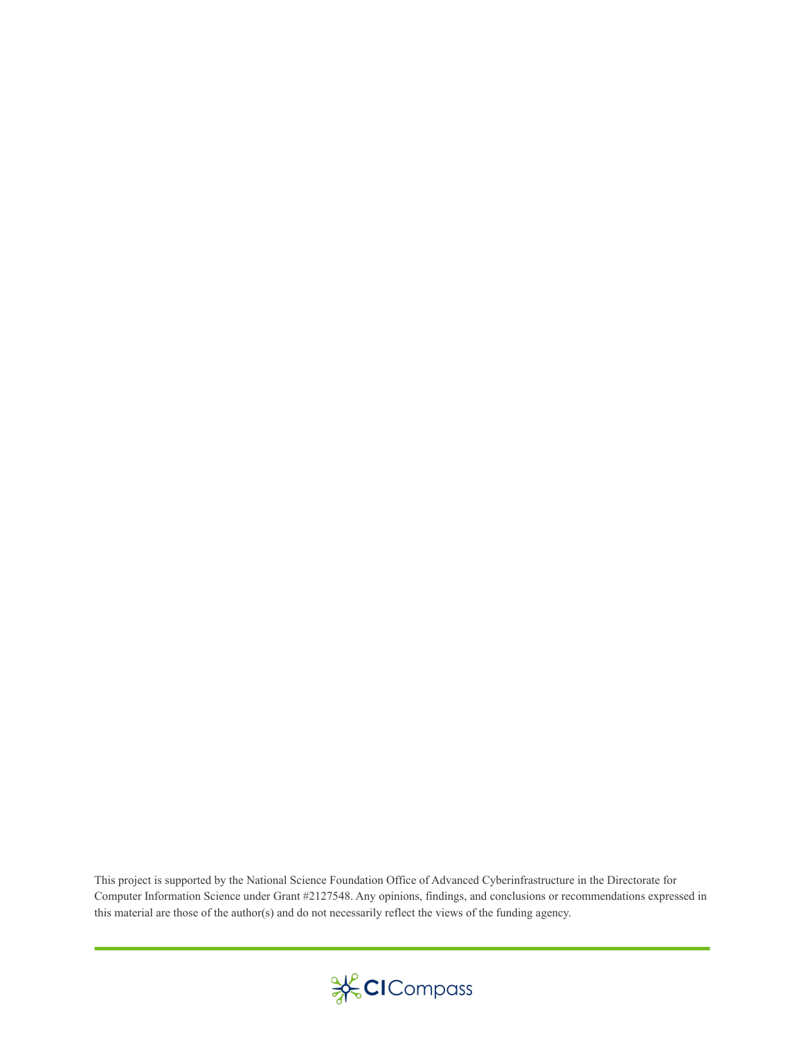This project is supported by the National Science Foundation Office of Advanced Cyberinfrastructure in the Directorate for Computer Information Science under Grant #2127548. Any opinions, findings, and conclusions or recommendations expressed in this material are those of the author(s) and do not necessarily reflect the views of the funding agency.

CICompass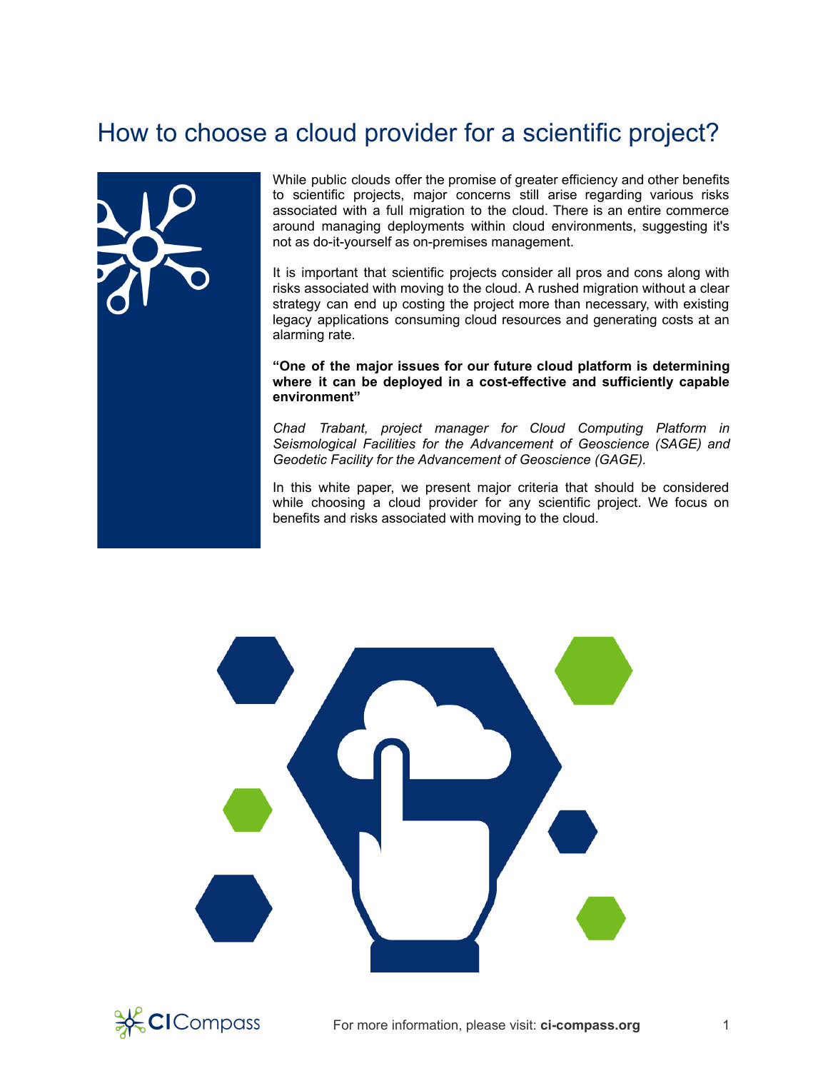# How to choose a cloud provider for a scientific project?

While public clouds offer the promise of greater efficiency and other benefits to scientific projects, major concerns still arise regarding various risks associated with a full migration to the cloud. There is an entire commerce around managing deployments within cloud environments, suggesting it's not as do-it-yourself as on-premises management.

It is important that scientific projects consider all pros and cons along with risks associated with moving to the cloud. A rushed migration without a clear strategy can end up costing the project more than necessary, with existing legacy applications consuming cloud resources and generating costs at an alarming rate.

**"One of the major issues for our future cloud platform is determining where it can be deployed in a cost-effective and sufficiently capable environment"**

*Chad Trabant, project manager for Cloud Computing Platform in Seismological Facilities for the Advancement of Geoscience (SAGE) and Geodetic Facility for the Advancement of Geoscience (GAGE).*

In this white paper, we present major criteria that should be considered while choosing a cloud provider for any scientific project. We focus on benefits and risks associated with moving to the cloud.

For more information, please visit: **ci-compass.org**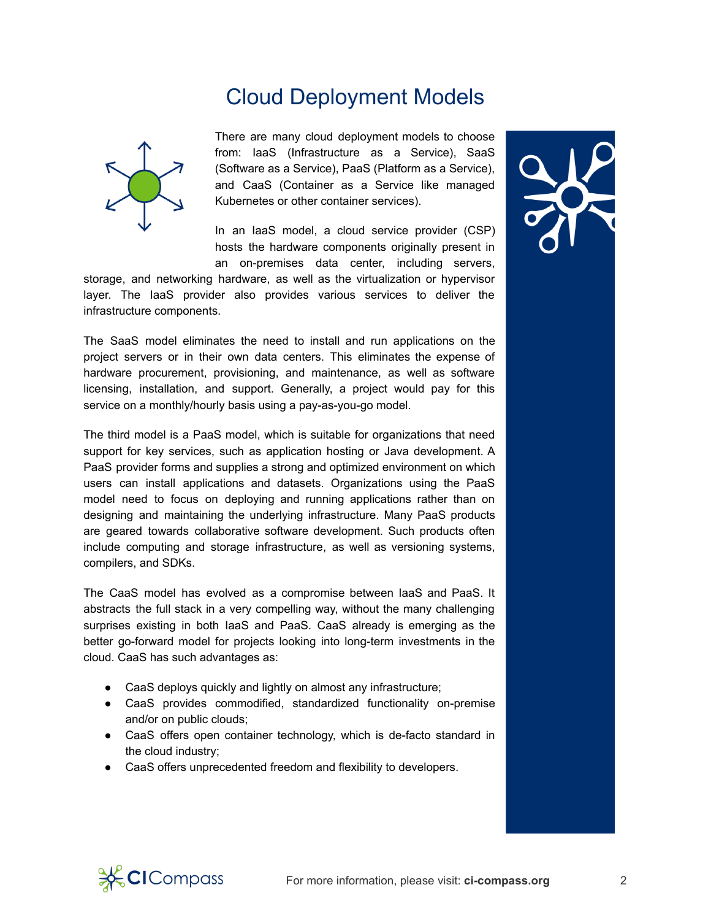# Cloud Deployment Models

There are many cloud deployment models to choose from: IaaS (Infrastructure as a Service), SaaS (Software as a Service), PaaS (Platform as a Service), and CaaS (Container as a Service like managed Kubernetes or other container services).

In an IaaS model, a cloud service provider (CSP) hosts the hardware components originally present in an on-premises data center, including servers, storage, and networking hardware, as well as the virtualization or hypervisor layer. The IaaS provider also provides various services to deliver the infrastructure components.

The SaaS model eliminates the need to install and run applications on the project servers or in their own data centers. This eliminates the expense of hardware procurement, provisioning, and maintenance, as well as software licensing, installation, and support. Generally, a project would pay for this service on a monthly/hourly basis using a pay-as-you-go model.

The third model is a PaaS model, which is suitable for organizations that need support for key services, such as application hosting or Java development. A PaaS provider forms and supplies a strong and optimized environment on which users can install applications and datasets. Organizations using the PaaS model need to focus on deploying and running applications rather than on designing and maintaining the underlying infrastructure. Many PaaS products are geared towards collaborative software development. Such products often include computing and storage infrastructure, as well as versioning systems, compilers, and SDKs.

The CaaS model has evolved as a compromise between IaaS and PaaS. It abstracts the full stack in a very compelling way, without the many challenging surprises existing in both IaaS and PaaS. CaaS already is emerging as the better go-forward model for projects looking into long-term investments in the cloud. CaaS has such advantages as:

- CaaS deploys quickly and lightly on almost any infrastructure;
- CaaS provides commodified, standardized functionality on-premise and/or on public clouds;
- CaaS offers open container technology, which is de-facto standard in the cloud industry;
- CaaS offers unprecedented freedom and flexibility to developers.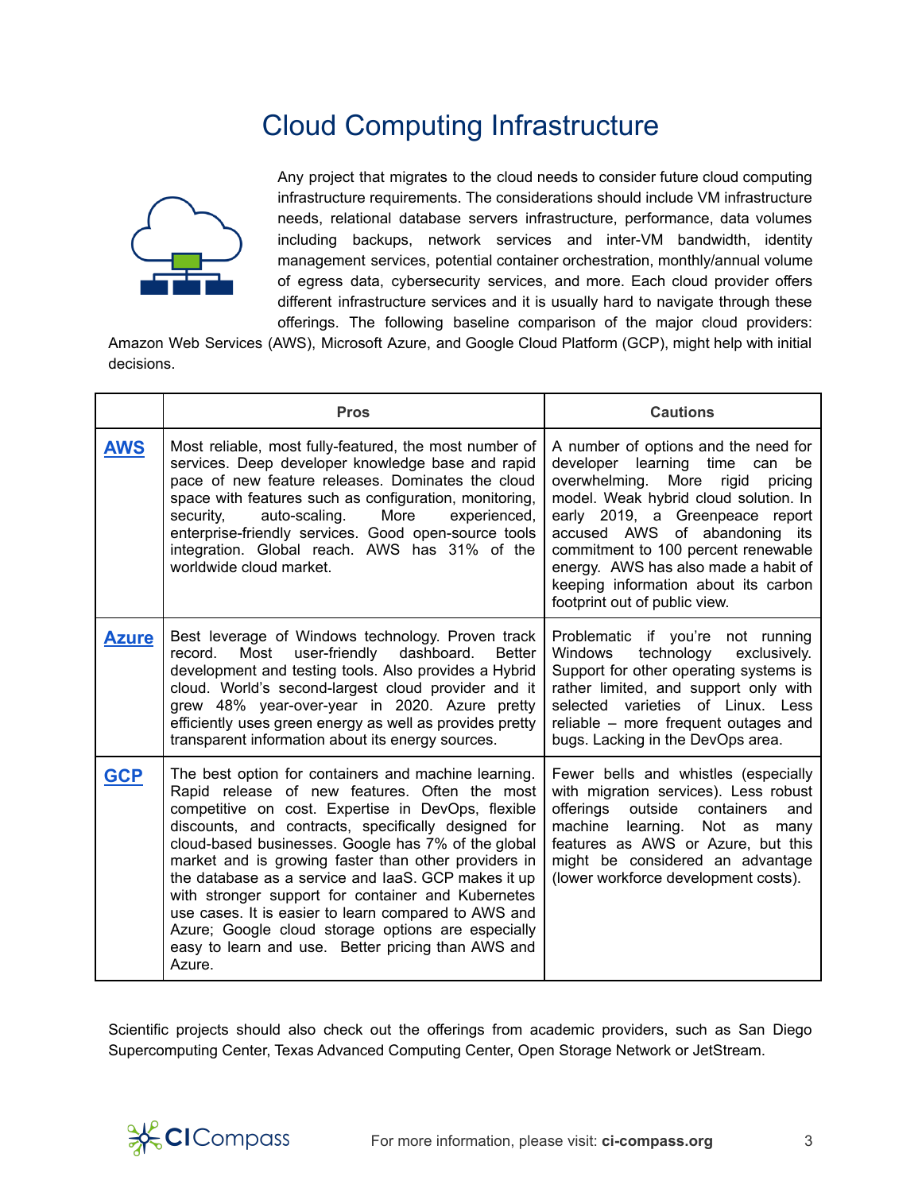# Cloud Computing Infrastructure

Any project that migrates to the cloud needs to consider future cloud computing infrastructure requirements. The considerations should include VM infrastructure needs, relational database servers infrastructure, performance, data volumes including backups, network services and inter-VM bandwidth, identity management services, potential container orchestration, monthly/annual volume of egress data, cybersecurity services, and more. Each cloud provider offers different infrastructure services and it is usually hard to navigate through these offerings. The following baseline comparison of the major cloud providers: Amazon Web Services (AWS), Microsoft Azure, and Google Cloud Platform (GCP), might help with initial decisions.

| | Pros | Cautions |
|---|---|---|
| **AWS** | Most reliable, most fully-featured, the most number of services. Deep developer knowledge base and rapid pace of new feature releases. Dominates the cloud space with features such as configuration, monitoring, security, auto-scaling. More experienced, enterprise-friendly services. Good open-source tools integration. Global reach. AWS has 31% of the worldwide cloud market. | A number of options and the need for developer learning time can be overwhelming. More rigid pricing model. Weak hybrid cloud solution. In early 2019, a Greenpeace report accused AWS of abandoning its commitment to 100 percent renewable energy. AWS has also made a habit of keeping information about its carbon footprint out of public view. |
| **Azure** | Best leverage of Windows technology. Proven track record. Most user-friendly dashboard. Better development and testing tools. Also provides a Hybrid cloud. World's second-largest cloud provider and it grew 48% year-over-year in 2020. Azure pretty efficiently uses green energy as well as provides pretty transparent information about its energy sources. | Problematic if you're not running Windows technology exclusively. Support for other operating systems is rather limited, and support only with selected varieties of Linux. Less reliable – more frequent outages and bugs. Lacking in the DevOps area. |
| **GCP** | The best option for containers and machine learning. Rapid release of new features. Often the most competitive on cost. Expertise in DevOps, flexible discounts, and contracts, specifically designed for cloud-based businesses. Google has 7% of the global market and is growing faster than other providers in the database as a service and IaaS. GCP makes it up with stronger support for container and Kubernetes use cases. It is easier to learn compared to AWS and Azure; Google cloud storage options are especially easy to learn and use. Better pricing than AWS and Azure. | Fewer bells and whistles (especially with migration services). Less robust offerings outside containers and machine learning. Not as many features as AWS or Azure, but this might be considered an advantage (lower workforce development costs). |

Scientific projects should also check out the offerings from academic providers, such as San Diego Supercomputing Center, Texas Advanced Computing Center, Open Storage Network or JetStream.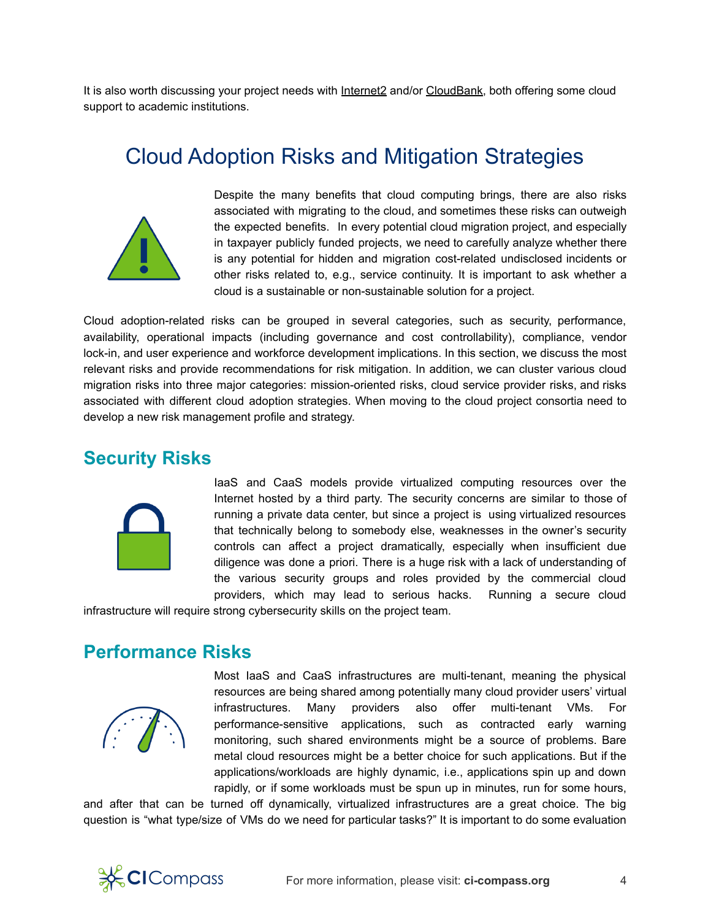It is also worth discussing your project needs with Internet2 and/or CloudBank, both offering some cloud support to academic institutions.

# Cloud Adoption Risks and Mitigation Strategies

Despite the many benefits that cloud computing brings, there are also risks associated with migrating to the cloud, and sometimes these risks can outweigh the expected benefits. In every potential cloud migration project, and especially in taxpayer publicly funded projects, we need to carefully analyze whether there is any potential for hidden and migration cost-related undisclosed incidents or other risks related to, e.g., service continuity. It is important to ask whether a cloud is a sustainable or non-sustainable solution for a project.

Cloud adoption-related risks can be grouped in several categories, such as security, performance, availability, operational impacts (including governance and cost controllability), compliance, vendor lock-in, and user experience and workforce development implications. In this section, we discuss the most relevant risks and provide recommendations for risk mitigation. In addition, we can cluster various cloud migration risks into three major categories: mission-oriented risks, cloud service provider risks, and risks associated with different cloud adoption strategies. When moving to the cloud project consortia need to develop a new risk management profile and strategy.

## Security Risks

IaaS and CaaS models provide virtualized computing resources over the Internet hosted by a third party. The security concerns are similar to those of running a private data center, but since a project is using virtualized resources that technically belong to somebody else, weaknesses in the owner's security controls can affect a project dramatically, especially when insufficient due diligence was done a priori. There is a huge risk with a lack of understanding of the various security groups and roles provided by the commercial cloud providers, which may lead to serious hacks. Running a secure cloud infrastructure will require strong cybersecurity skills on the project team.

## Performance Risks

Most IaaS and CaaS infrastructures are multi-tenant, meaning the physical resources are being shared among potentially many cloud provider users' virtual infrastructures. Many providers also offer multi-tenant VMs. For performance-sensitive applications, such as contracted early warning monitoring, such shared environments might be a source of problems. Bare metal cloud resources might be a better choice for such applications. But if the applications/workloads are highly dynamic, i.e., applications spin up and down rapidly, or if some workloads must be spun up in minutes, run for some hours, and after that can be turned off dynamically, virtualized infrastructures are a great choice. The big question is "what type/size of VMs do we need for particular tasks?" It is important to do some evaluation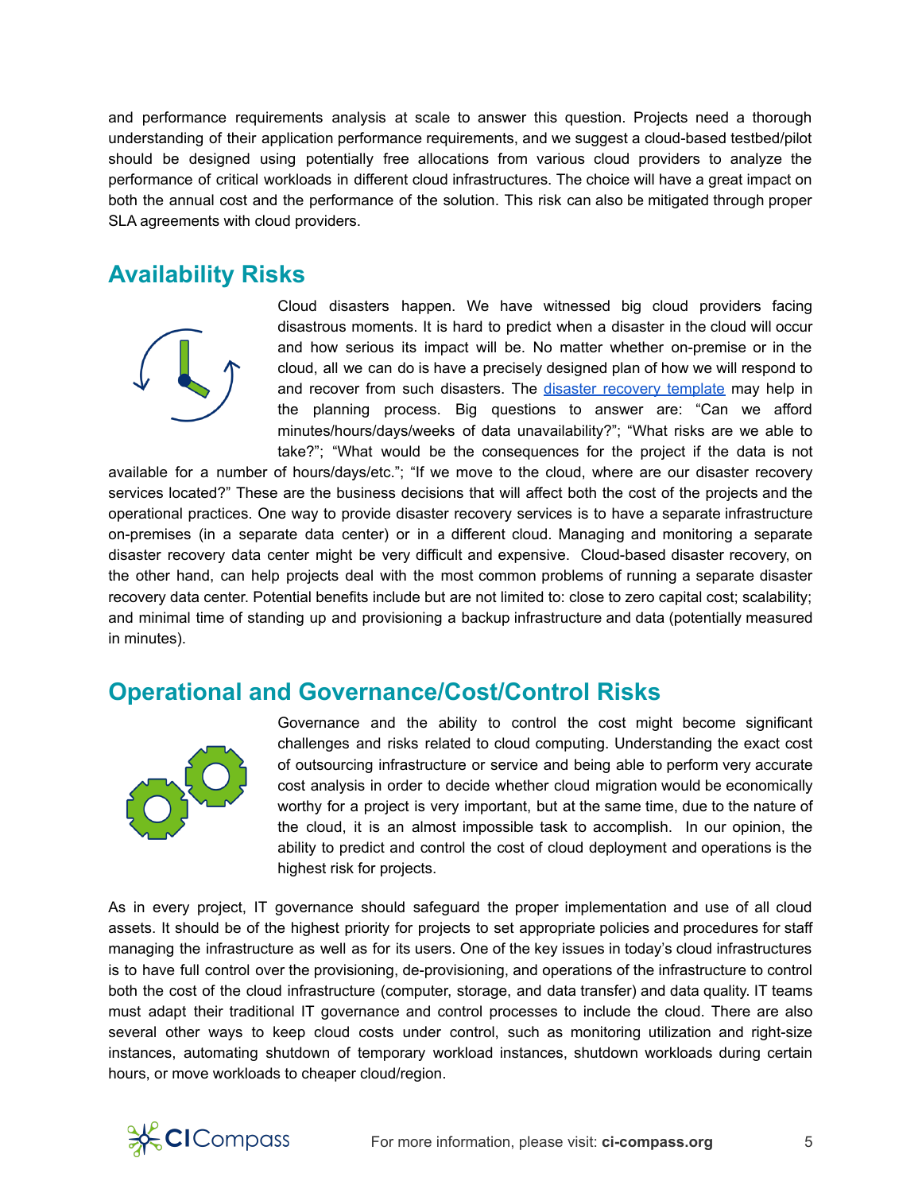and performance requirements analysis at scale to answer this question. Projects need a thorough understanding of their application performance requirements, and we suggest a cloud-based testbed/pilot should be designed using potentially free allocations from various cloud providers to analyze the performance of critical workloads in different cloud infrastructures. The choice will have a great impact on both the annual cost and the performance of the solution. This risk can also be mitigated through proper SLA agreements with cloud providers.

## Availability Risks

Cloud disasters happen. We have witnessed big cloud providers facing disastrous moments. It is hard to predict when a disaster in the cloud will occur and how serious its impact will be. No matter whether on-premise or in the cloud, all we can do is have a precisely designed plan of how we will respond to and recover from such disasters. The disaster recovery template may help in the planning process. Big questions to answer are: "Can we afford minutes/hours/days/weeks of data unavailability?"; "What risks are we able to take?"; "What would be the consequences for the project if the data is not available for a number of hours/days/etc."; "If we move to the cloud, where are our disaster recovery services located?" These are the business decisions that will affect both the cost of the projects and the operational practices. One way to provide disaster recovery services is to have a separate infrastructure on-premises (in a separate data center) or in a different cloud. Managing and monitoring a separate disaster recovery data center might be very difficult and expensive. Cloud-based disaster recovery, on the other hand, can help projects deal with the most common problems of running a separate disaster recovery data center. Potential benefits include but are not limited to: close to zero capital cost; scalability; and minimal time of standing up and provisioning a backup infrastructure and data (potentially measured in minutes).

## Operational and Governance/Cost/Control Risks

Governance and the ability to control the cost might become significant challenges and risks related to cloud computing. Understanding the exact cost of outsourcing infrastructure or service and being able to perform very accurate cost analysis in order to decide whether cloud migration would be economically worthy for a project is very important, but at the same time, due to the nature of the cloud, it is an almost impossible task to accomplish. In our opinion, the ability to predict and control the cost of cloud deployment and operations is the highest risk for projects.

As in every project, IT governance should safeguard the proper implementation and use of all cloud assets. It should be of the highest priority for projects to set appropriate policies and procedures for staff managing the infrastructure as well as for its users. One of the key issues in today's cloud infrastructures is to have full control over the provisioning, de-provisioning, and operations of the infrastructure to control both the cost of the cloud infrastructure (computer, storage, and data transfer) and data quality. IT teams must adapt their traditional IT governance and control processes to include the cloud. There are also several other ways to keep cloud costs under control, such as monitoring utilization and right-size instances, automating shutdown of temporary workload instances, shutdown workloads during certain hours, or move workloads to cheaper cloud/region.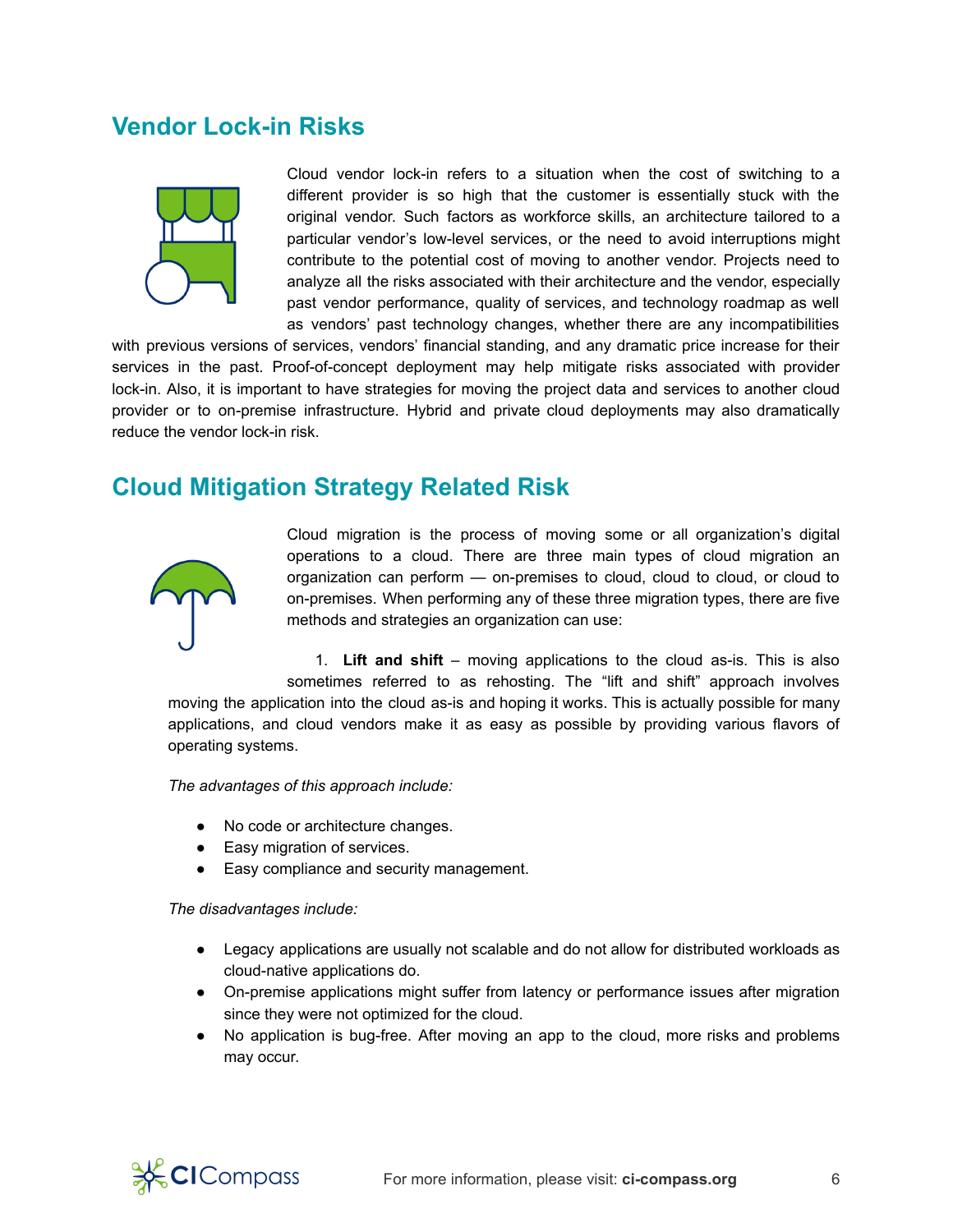## Vendor Lock-in Risks

Cloud vendor lock-in refers to a situation when the cost of switching to a different provider is so high that the customer is essentially stuck with the original vendor. Such factors as workforce skills, an architecture tailored to a particular vendor's low-level services, or the need to avoid interruptions might contribute to the potential cost of moving to another vendor. Projects need to analyze all the risks associated with their architecture and the vendor, especially past vendor performance, quality of services, and technology roadmap as well as vendors' past technology changes, whether there are any incompatibilities with previous versions of services, vendors' financial standing, and any dramatic price increase for their services in the past. Proof-of-concept deployment may help mitigate risks associated with provider lock-in. Also, it is important to have strategies for moving the project data and services to another cloud provider or to on-premise infrastructure. Hybrid and private cloud deployments may also dramatically reduce the vendor lock-in risk.

## Cloud Mitigation Strategy Related Risk

Cloud migration is the process of moving some or all organization's digital operations to a cloud. There are three main types of cloud migration an organization can perform — on-premises to cloud, cloud to cloud, or cloud to on-premises. When performing any of these three migration types, there are five methods and strategies an organization can use:

1. **Lift and shift** – moving applications to the cloud as-is. This is also sometimes referred to as rehosting. The "lift and shift" approach involves moving the application into the cloud as-is and hoping it works. This is actually possible for many applications, and cloud vendors make it as easy as possible by providing various flavors of operating systems.

*The advantages of this approach include:*

- No code or architecture changes.
- Easy migration of services.
- Easy compliance and security management.

*The disadvantages include:*

- Legacy applications are usually not scalable and do not allow for distributed workloads as cloud-native applications do.
- On-premise applications might suffer from latency or performance issues after migration since they were not optimized for the cloud.
- No application is bug-free. After moving an app to the cloud, more risks and problems may occur.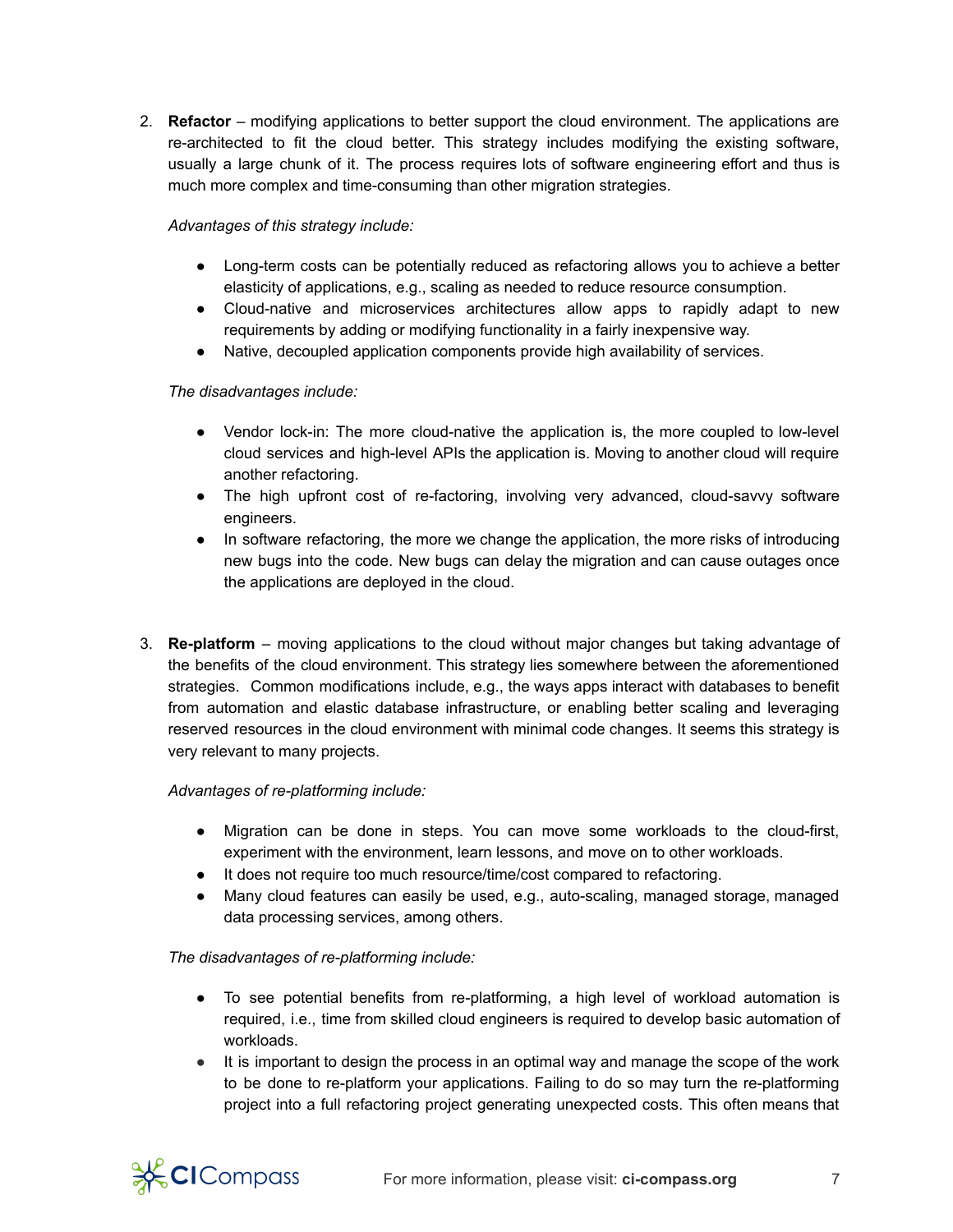2. **Refactor** – modifying applications to better support the cloud environment. The applications are re-architected to fit the cloud better. This strategy includes modifying the existing software, usually a large chunk of it. The process requires lots of software engineering effort and thus is much more complex and time-consuming than other migration strategies.

   *Advantages of this strategy include:*

   - Long-term costs can be potentially reduced as refactoring allows you to achieve a better elasticity of applications, e.g., scaling as needed to reduce resource consumption.
   - Cloud-native and microservices architectures allow apps to rapidly adapt to new requirements by adding or modifying functionality in a fairly inexpensive way.
   - Native, decoupled application components provide high availability of services.

   *The disadvantages include:*

   - Vendor lock-in: The more cloud-native the application is, the more coupled to low-level cloud services and high-level APIs the application is. Moving to another cloud will require another refactoring.
   - The high upfront cost of re-factoring, involving very advanced, cloud-savvy software engineers.
   - In software refactoring, the more we change the application, the more risks of introducing new bugs into the code. New bugs can delay the migration and can cause outages once the applications are deployed in the cloud.

3. **Re-platform** – moving applications to the cloud without major changes but taking advantage of the benefits of the cloud environment. This strategy lies somewhere between the aforementioned strategies. Common modifications include, e.g., the ways apps interact with databases to benefit from automation and elastic database infrastructure, or enabling better scaling and leveraging reserved resources in the cloud environment with minimal code changes. It seems this strategy is very relevant to many projects.

   *Advantages of re-platforming include:*

   - Migration can be done in steps. You can move some workloads to the cloud-first, experiment with the environment, learn lessons, and move on to other workloads.
   - It does not require too much resource/time/cost compared to refactoring.
   - Many cloud features can easily be used, e.g., auto-scaling, managed storage, managed data processing services, among others.

   *The disadvantages of re-platforming include:*

   - To see potential benefits from re-platforming, a high level of workload automation is required, i.e., time from skilled cloud engineers is required to develop basic automation of workloads.
   - It is important to design the process in an optimal way and manage the scope of the work to be done to re-platform your applications. Failing to do so may turn the re-platforming project into a full refactoring project generating unexpected costs. This often means that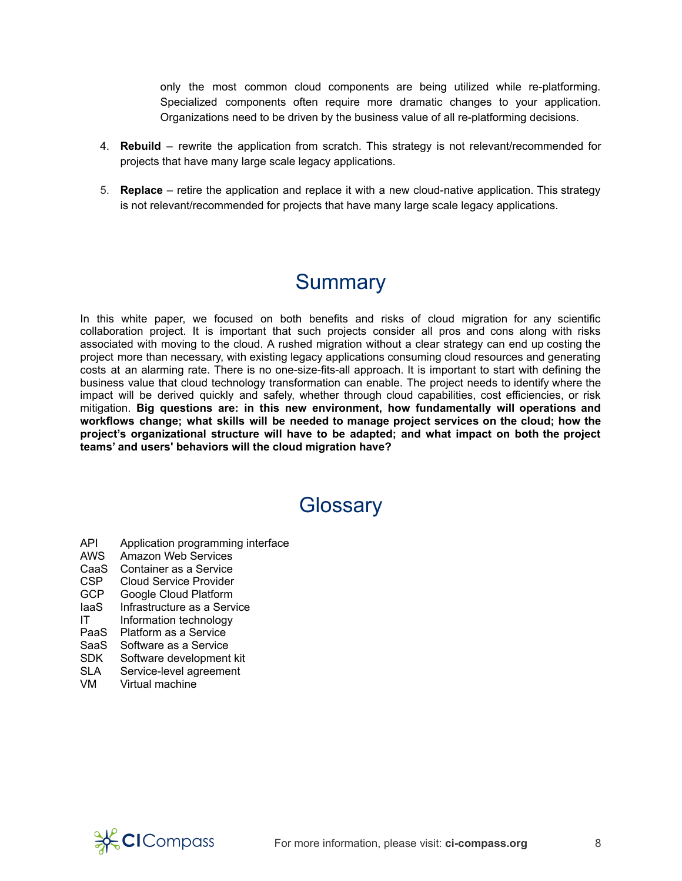only the most common cloud components are being utilized while re-platforming. Specialized components often require more dramatic changes to your application. Organizations need to be driven by the business value of all re-platforming decisions.

4. **Rebuild** – rewrite the application from scratch. This strategy is not relevant/recommended for projects that have many large scale legacy applications.

5. **Replace** – retire the application and replace it with a new cloud-native application. This strategy is not relevant/recommended for projects that have many large scale legacy applications.

# Summary

In this white paper, we focused on both benefits and risks of cloud migration for any scientific collaboration project. It is important that such projects consider all pros and cons along with risks associated with moving to the cloud. A rushed migration without a clear strategy can end up costing the project more than necessary, with existing legacy applications consuming cloud resources and generating costs at an alarming rate. There is no one-size-fits-all approach. It is important to start with defining the business value that cloud technology transformation can enable. The project needs to identify where the impact will be derived quickly and safely, whether through cloud capabilities, cost efficiencies, or risk mitigation. **Big questions are: in this new environment, how fundamentally will operations and workflows change; what skills will be needed to manage project services on the cloud; how the project's organizational structure will have to be adapted; and what impact on both the project teams' and users' behaviors will the cloud migration have?**

# Glossary

| | |
|---|---|
| API | Application programming interface |
| AWS | Amazon Web Services |
| CaaS | Container as a Service |
| CSP | Cloud Service Provider |
| GCP | Google Cloud Platform |
| IaaS | Infrastructure as a Service |
| IT | Information technology |
| PaaS | Platform as a Service |
| SaaS | Software as a Service |
| SDK | Software development kit |
| SLA | Service-level agreement |
| VM | Virtual machine |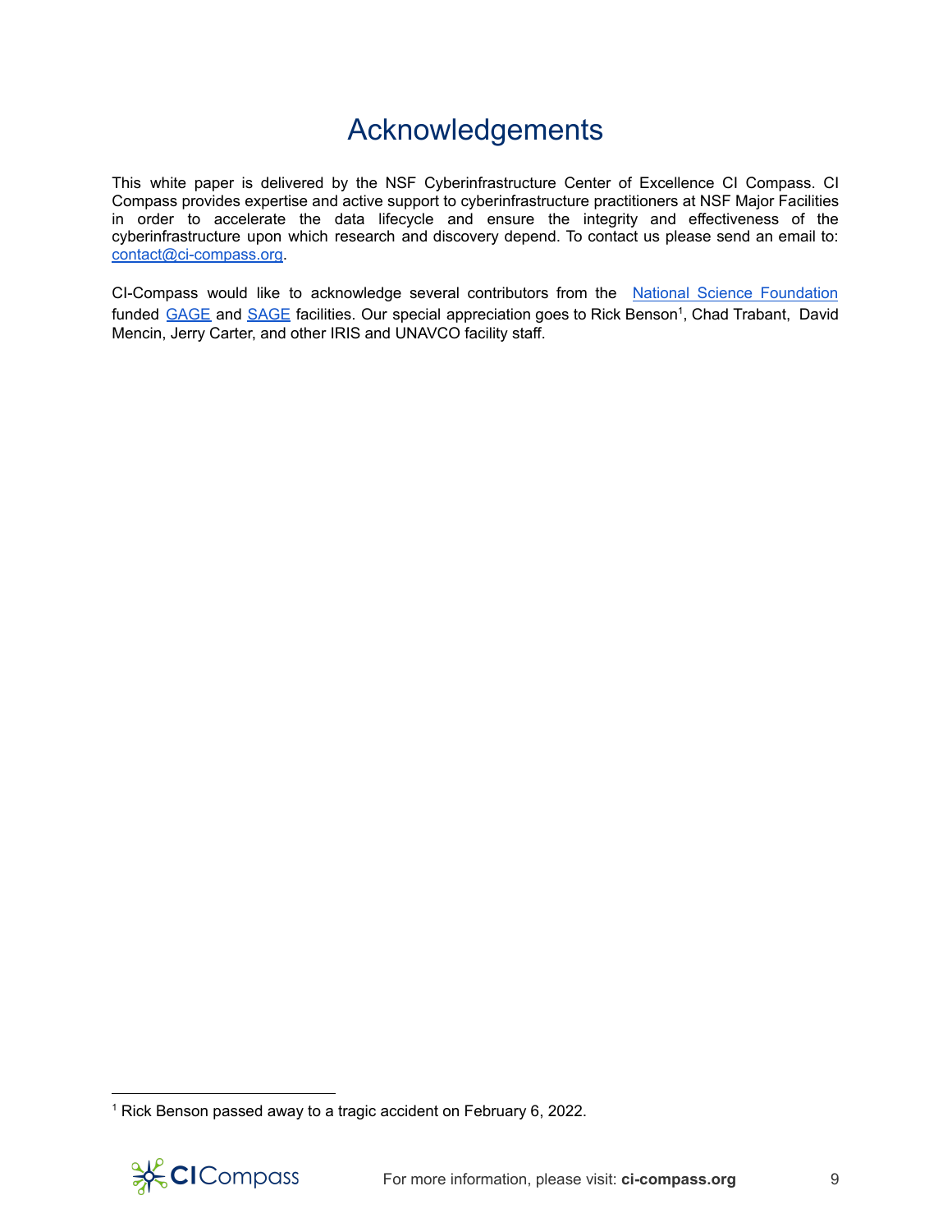# Acknowledgements

This white paper is delivered by the NSF Cyberinfrastructure Center of Excellence CI Compass. CI Compass provides expertise and active support to cyberinfrastructure practitioners at NSF Major Facilities in order to accelerate the data lifecycle and ensure the integrity and effectiveness of the cyberinfrastructure upon which research and discovery depend. To contact us please send an email to: contact@ci-compass.org.

CI-Compass would like to acknowledge several contributors from the National Science Foundation funded GAGE and SAGE facilities. Our special appreciation goes to Rick Benson[1], Chad Trabant, David Mencin, Jerry Carter, and other IRIS and UNAVCO facility staff.

[1] Rick Benson passed away to a tragic accident on February 6, 2022.